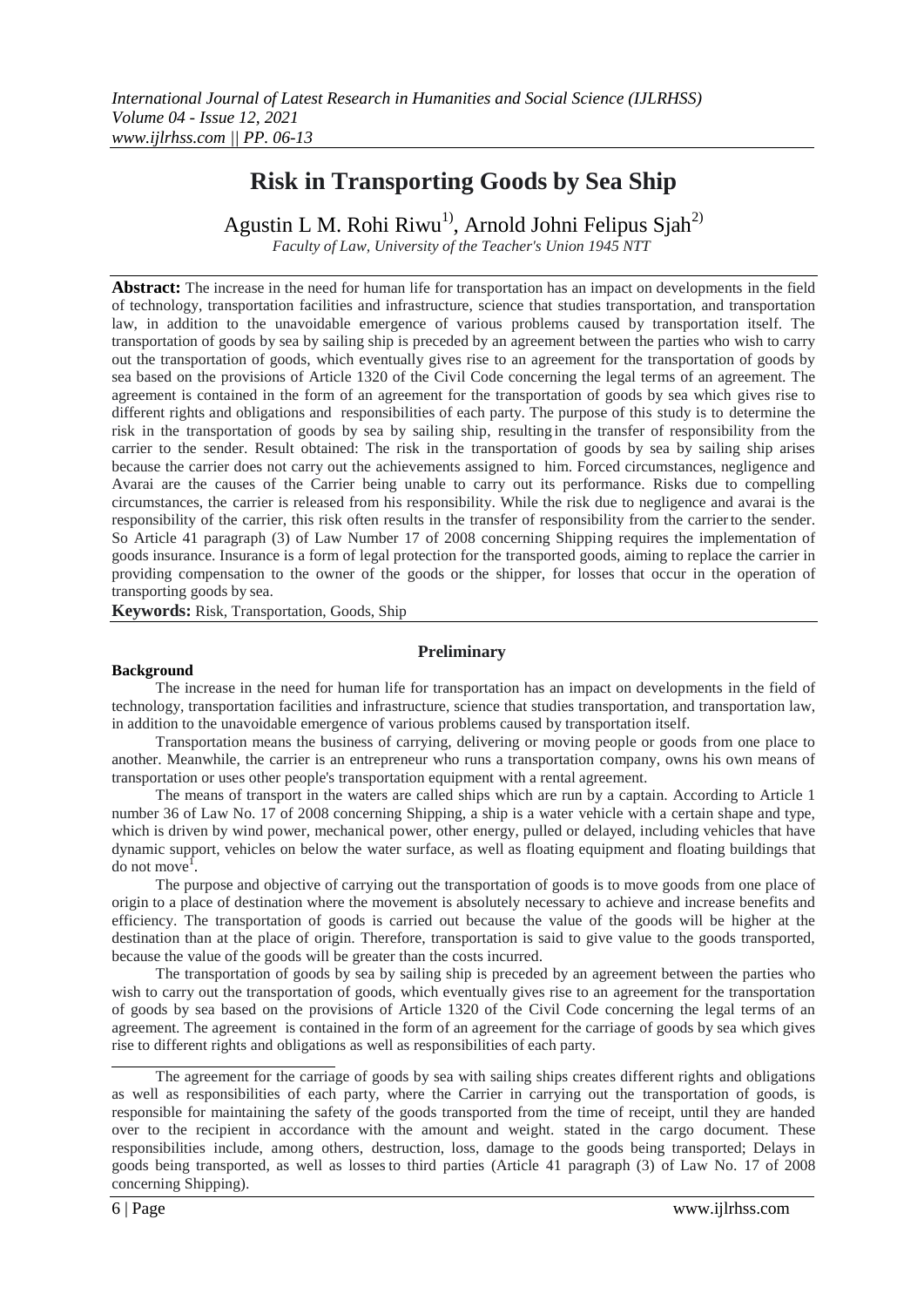# Risk in Transporting Goods by Sea Ship

Agustin L M. Rohi Riwu[1)], Arnold Johni Felipus Sjah[2)]

*Faculty of Law, University of the Teacher's Union 1945 NTT*

**Abstract:** The increase in the need for human life for transportation has an impact on developments in the field of technology, transportation facilities and infrastructure, science that studies transportation, and transportation law, in addition to the unavoidable emergence of various problems caused by transportation itself. The transportation of goods by sea by sailing ship is preceded by an agreement between the parties who wish to carry out the transportation of goods, which eventually gives rise to an agreement for the transportation of goods by sea based on the provisions of Article 1320 of the Civil Code concerning the legal terms of an agreement. The agreement is contained in the form of an agreement for the transportation of goods by sea which gives rise to different rights and obligations and responsibilities of each party. The purpose of this study is to determine the risk in the transportation of goods by sea by sailing ship, resulting in the transfer of responsibility from the carrier to the sender. Result obtained: The risk in the transportation of goods by sea by sailing ship arises because the carrier does not carry out the achievements assigned to him. Forced circumstances, negligence and Avarai are the causes of the Carrier being unable to carry out its performance. Risks due to compelling circumstances, the carrier is released from his responsibility. While the risk due to negligence and avarai is the responsibility of the carrier, this risk often results in the transfer of responsibility from the carrier to the sender. So Article 41 paragraph (3) of Law Number 17 of 2008 concerning Shipping requires the implementation of goods insurance. Insurance is a form of legal protection for the transported goods, aiming to replace the carrier in providing compensation to the owner of the goods or the shipper, for losses that occur in the operation of transporting goods by sea.

**Keywords:** Risk, Transportation, Goods, Ship

## Preliminary

### Background

The increase in the need for human life for transportation has an impact on developments in the field of technology, transportation facilities and infrastructure, science that studies transportation, and transportation law, in addition to the unavoidable emergence of various problems caused by transportation itself.

Transportation means the business of carrying, delivering or moving people or goods from one place to another. Meanwhile, the carrier is an entrepreneur who runs a transportation company, owns his own means of transportation or uses other people's transportation equipment with a rental agreement.

The means of transport in the waters are called ships which are run by a captain. According to Article 1 number 36 of Law No. 17 of 2008 concerning Shipping, a ship is a water vehicle with a certain shape and type, which is driven by wind power, mechanical power, other energy, pulled or delayed, including vehicles that have dynamic support, vehicles on below the water surface, as well as floating equipment and floating buildings that do not move[1].

The purpose and objective of carrying out the transportation of goods is to move goods from one place of origin to a place of destination where the movement is absolutely necessary to achieve and increase benefits and efficiency. The transportation of goods is carried out because the value of the goods will be higher at the destination than at the place of origin. Therefore, transportation is said to give value to the goods transported, because the value of the goods will be greater than the costs incurred.

The transportation of goods by sea by sailing ship is preceded by an agreement between the parties who wish to carry out the transportation of goods, which eventually gives rise to an agreement for the transportation of goods by sea based on the provisions of Article 1320 of the Civil Code concerning the legal terms of an agreement. The agreement is contained in the form of an agreement for the carriage of goods by sea which gives rise to different rights and obligations as well as responsibilities of each party.

The agreement for the carriage of goods by sea with sailing ships creates different rights and obligations as well as responsibilities of each party, where the Carrier in carrying out the transportation of goods, is responsible for maintaining the safety of the goods transported from the time of receipt, until they are handed over to the recipient in accordance with the amount and weight. stated in the cargo document. These responsibilities include, among others, destruction, loss, damage to the goods being transported; Delays in goods being transported, as well as losses to third parties (Article 41 paragraph (3) of Law No. 17 of 2008 concerning Shipping).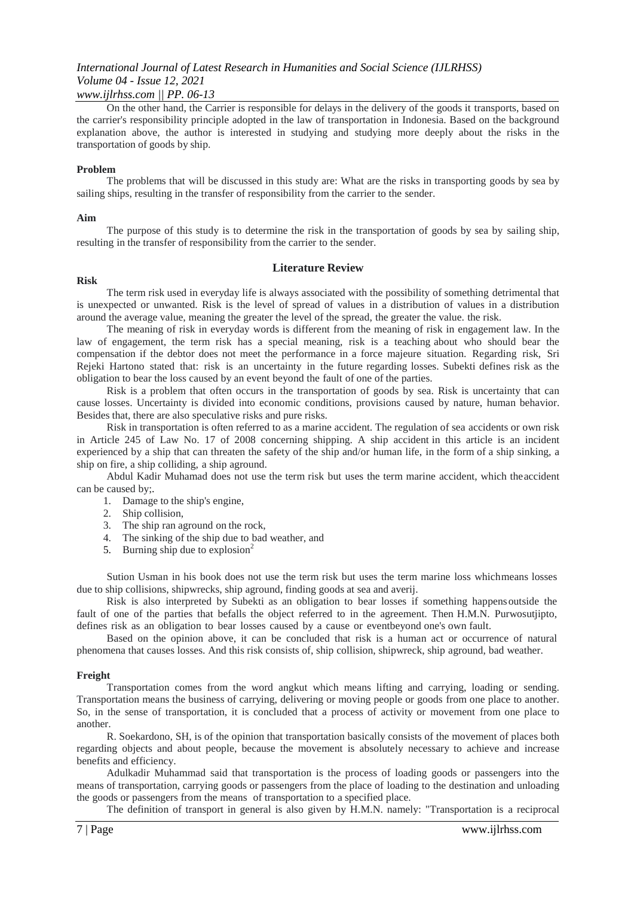On the other hand, the Carrier is responsible for delays in the delivery of the goods it transports, based on the carrier's responsibility principle adopted in the law of transportation in Indonesia. Based on the background explanation above, the author is interested in studying and studying more deeply about the risks in the transportation of goods by ship.

**Problem**

The problems that will be discussed in this study are: What are the risks in transporting goods by sea by sailing ships, resulting in the transfer of responsibility from the carrier to the sender.

**Aim**

The purpose of this study is to determine the risk in the transportation of goods by sea by sailing ship, resulting in the transfer of responsibility from the carrier to the sender.

## Literature Review

**Risk**

The term risk used in everyday life is always associated with the possibility of something detrimental that is unexpected or unwanted. Risk is the level of spread of values in a distribution of values in a distribution around the average value, meaning the greater the level of the spread, the greater the value. the risk.

The meaning of risk in everyday words is different from the meaning of risk in engagement law. In the law of engagement, the term risk has a special meaning, risk is a teaching about who should bear the compensation if the debtor does not meet the performance in a force majeure situation. Regarding risk, Sri Rejeki Hartono stated that: risk is an uncertainty in the future regarding losses. Subekti defines risk as the obligation to bear the loss caused by an event beyond the fault of one of the parties.

Risk is a problem that often occurs in the transportation of goods by sea. Risk is uncertainty that can cause losses. Uncertainty is divided into economic conditions, provisions caused by nature, human behavior. Besides that, there are also speculative risks and pure risks.

Risk in transportation is often referred to as a marine accident. The regulation of sea accidents or own risk in Article 245 of Law No. 17 of 2008 concerning shipping. A ship accident in this article is an incident experienced by a ship that can threaten the safety of the ship and/or human life, in the form of a ship sinking, a ship on fire, a ship colliding, a ship aground.

Abdul Kadir Muhamad does not use the term risk but uses the term marine accident, which theaccident can be caused by;.

1. Damage to the ship's engine,
2. Ship collision,
3. The ship ran aground on the rock,
4. The sinking of the ship due to bad weather, and
5. Burning ship due to explosion[2]

Sution Usman in his book does not use the term risk but uses the term marine loss whichmeans losses due to ship collisions, shipwrecks, ship aground, finding goods at sea and averij.

Risk is also interpreted by Subekti as an obligation to bear losses if something happensoutside the fault of one of the parties that befalls the object referred to in the agreement. Then H.M.N. Purwosutjipto, defines risk as an obligation to bear losses caused by a cause or eventbeyond one's own fault.

Based on the opinion above, it can be concluded that risk is a human act or occurrence of natural phenomena that causes losses. And this risk consists of, ship collision, shipwreck, ship aground, bad weather.

**Freight**

Transportation comes from the word angkut which means lifting and carrying, loading or sending. Transportation means the business of carrying, delivering or moving people or goods from one place to another. So, in the sense of transportation, it is concluded that a process of activity or movement from one place to another.

R. Soekardono, SH, is of the opinion that transportation basically consists of the movement of places both regarding objects and about people, because the movement is absolutely necessary to achieve and increase benefits and efficiency.

Adulkadir Muhammad said that transportation is the process of loading goods or passengers into the means of transportation, carrying goods or passengers from the place of loading to the destination and unloading the goods or passengers from the means of transportation to a specified place.

The definition of transport in general is also given by H.M.N. namely: "Transportation is a reciprocal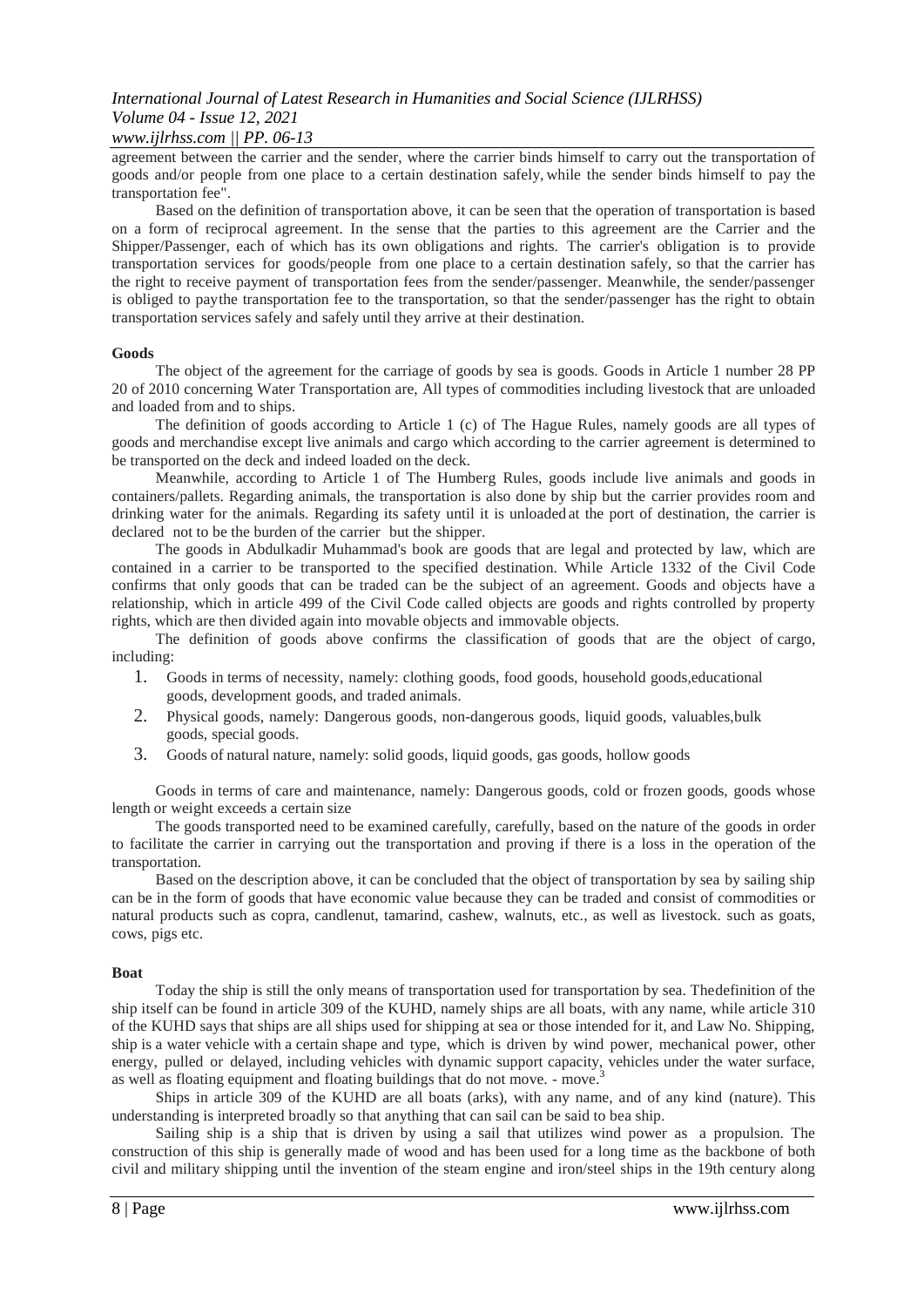agreement between the carrier and the sender, where the carrier binds himself to carry out the transportation of goods and/or people from one place to a certain destination safely, while the sender binds himself to pay the transportation fee".

Based on the definition of transportation above, it can be seen that the operation of transportation is based on a form of reciprocal agreement. In the sense that the parties to this agreement are the Carrier and the Shipper/Passenger, each of which has its own obligations and rights. The carrier's obligation is to provide transportation services for goods/people from one place to a certain destination safely, so that the carrier has the right to receive payment of transportation fees from the sender/passenger. Meanwhile, the sender/passenger is obliged to paythe transportation fee to the transportation, so that the sender/passenger has the right to obtain transportation services safely and safely until they arrive at their destination.

**Goods**

The object of the agreement for the carriage of goods by sea is goods. Goods in Article 1 number 28 PP 20 of 2010 concerning Water Transportation are, All types of commodities including livestock that are unloaded and loaded from and to ships.

The definition of goods according to Article 1 (c) of The Hague Rules, namely goods are all types of goods and merchandise except live animals and cargo which according to the carrier agreement is determined to be transported on the deck and indeed loaded on the deck.

Meanwhile, according to Article 1 of The Humberg Rules, goods include live animals and goods in containers/pallets. Regarding animals, the transportation is also done by ship but the carrier provides room and drinking water for the animals. Regarding its safety until it is unloaded at the port of destination, the carrier is declared not to be the burden of the carrier but the shipper.

The goods in Abdulkadir Muhammad's book are goods that are legal and protected by law, which are contained in a carrier to be transported to the specified destination. While Article 1332 of the Civil Code confirms that only goods that can be traded can be the subject of an agreement. Goods and objects have a relationship, which in article 499 of the Civil Code called objects are goods and rights controlled by property rights, which are then divided again into movable objects and immovable objects.

The definition of goods above confirms the classification of goods that are the object of cargo, including:

1. Goods in terms of necessity, namely: clothing goods, food goods, household goods,educational goods, development goods, and traded animals.
2. Physical goods, namely: Dangerous goods, non-dangerous goods, liquid goods, valuables,bulk goods, special goods.
3. Goods of natural nature, namely: solid goods, liquid goods, gas goods, hollow goods

Goods in terms of care and maintenance, namely: Dangerous goods, cold or frozen goods, goods whose length or weight exceeds a certain size

The goods transported need to be examined carefully, carefully, based on the nature of the goods in order to facilitate the carrier in carrying out the transportation and proving if there is a loss in the operation of the transportation.

Based on the description above, it can be concluded that the object of transportation by sea by sailing ship can be in the form of goods that have economic value because they can be traded and consist of commodities or natural products such as copra, candlenut, tamarind, cashew, walnuts, etc., as well as livestock. such as goats, cows, pigs etc.

**Boat**

Today the ship is still the only means of transportation used for transportation by sea. Thedefinition of the ship itself can be found in article 309 of the KUHD, namely ships are all boats, with any name, while article 310 of the KUHD says that ships are all ships used for shipping at sea or those intended for it, and Law No. Shipping, ship is a water vehicle with a certain shape and type, which is driven by wind power, mechanical power, other energy, pulled or delayed, including vehicles with dynamic support capacity, vehicles under the water surface, as well as floating equipment and floating buildings that do not move. - move.[3]

Ships in article 309 of the KUHD are all boats (arks), with any name, and of any kind (nature). This understanding is interpreted broadly so that anything that can sail can be said to bea ship.

Sailing ship is a ship that is driven by using a sail that utilizes wind power as a propulsion. The construction of this ship is generally made of wood and has been used for a long time as the backbone of both civil and military shipping until the invention of the steam engine and iron/steel ships in the 19th century along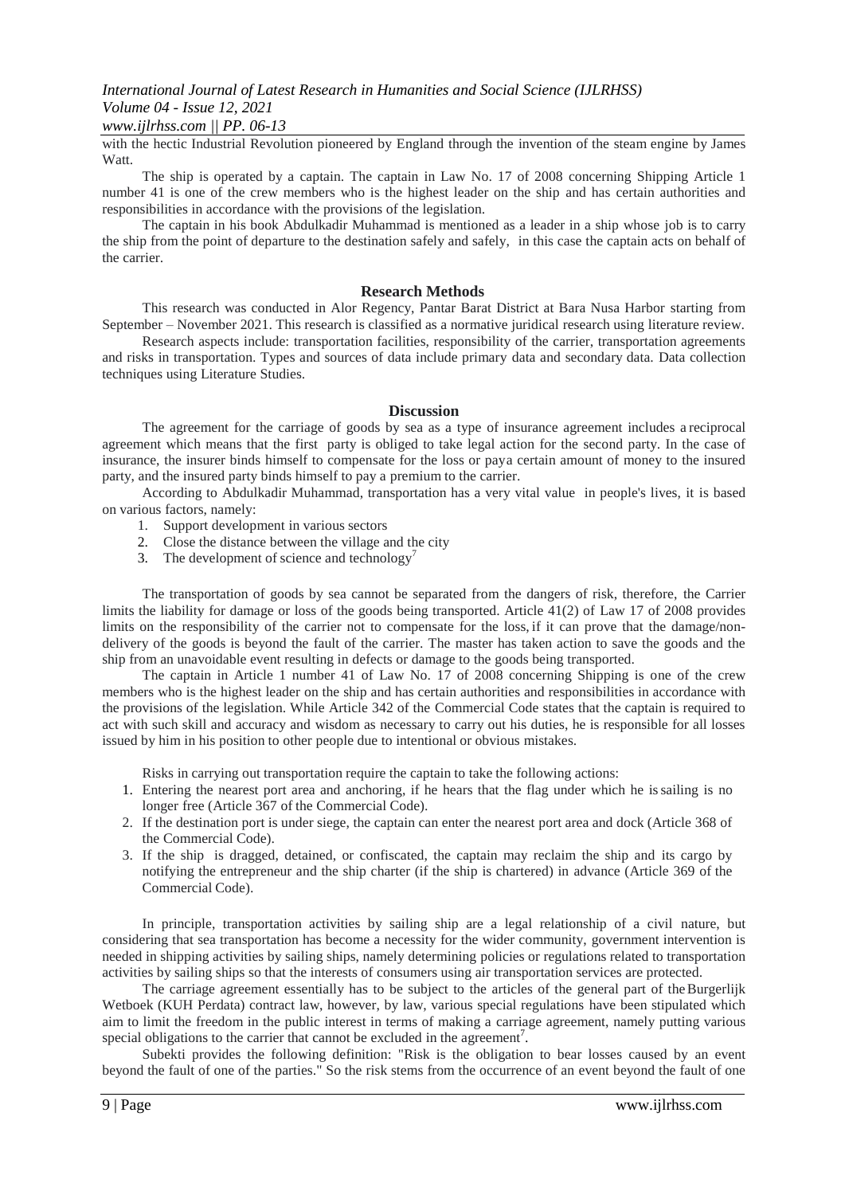with the hectic Industrial Revolution pioneered by England through the invention of the steam engine by James Watt.

The ship is operated by a captain. The captain in Law No. 17 of 2008 concerning Shipping Article 1 number 41 is one of the crew members who is the highest leader on the ship and has certain authorities and responsibilities in accordance with the provisions of the legislation.

The captain in his book Abdulkadir Muhammad is mentioned as a leader in a ship whose job is to carry the ship from the point of departure to the destination safely and safely, in this case the captain acts on behalf of the carrier.

## Research Methods

This research was conducted in Alor Regency, Pantar Barat District at Bara Nusa Harbor starting from September – November 2021. This research is classified as a normative juridical research using literature review.

Research aspects include: transportation facilities, responsibility of the carrier, transportation agreements and risks in transportation. Types and sources of data include primary data and secondary data. Data collection techniques using Literature Studies.

## Discussion

The agreement for the carriage of goods by sea as a type of insurance agreement includes a reciprocal agreement which means that the first party is obliged to take legal action for the second party. In the case of insurance, the insurer binds himself to compensate for the loss or paya certain amount of money to the insured party, and the insured party binds himself to pay a premium to the carrier.

According to Abdulkadir Muhammad, transportation has a very vital value in people's lives, it is based on various factors, namely:

1. Support development in various sectors
2. Close the distance between the village and the city
3. The development of science and technology[7]

The transportation of goods by sea cannot be separated from the dangers of risk, therefore, the Carrier limits the liability for damage or loss of the goods being transported. Article 41(2) of Law 17 of 2008 provides limits on the responsibility of the carrier not to compensate for the loss, if it can prove that the damage/non-delivery of the goods is beyond the fault of the carrier. The master has taken action to save the goods and the ship from an unavoidable event resulting in defects or damage to the goods being transported.

The captain in Article 1 number 41 of Law No. 17 of 2008 concerning Shipping is one of the crew members who is the highest leader on the ship and has certain authorities and responsibilities in accordance with the provisions of the legislation. While Article 342 of the Commercial Code states that the captain is required to act with such skill and accuracy and wisdom as necessary to carry out his duties, he is responsible for all losses issued by him in his position to other people due to intentional or obvious mistakes.

Risks in carrying out transportation require the captain to take the following actions:

1. Entering the nearest port area and anchoring, if he hears that the flag under which he is sailing is no longer free (Article 367 of the Commercial Code).
2. If the destination port is under siege, the captain can enter the nearest port area and dock (Article 368 of the Commercial Code).
3. If the ship is dragged, detained, or confiscated, the captain may reclaim the ship and its cargo by notifying the entrepreneur and the ship charter (if the ship is chartered) in advance (Article 369 of the Commercial Code).

In principle, transportation activities by sailing ship are a legal relationship of a civil nature, but considering that sea transportation has become a necessity for the wider community, government intervention is needed in shipping activities by sailing ships, namely determining policies or regulations related to transportation activities by sailing ships so that the interests of consumers using air transportation services are protected.

The carriage agreement essentially has to be subject to the articles of the general part of the Burgerlijk Wetboek (KUH Perdata) contract law, however, by law, various special regulations have been stipulated which aim to limit the freedom in the public interest in terms of making a carriage agreement, namely putting various special obligations to the carrier that cannot be excluded in the agreement[7].

Subekti provides the following definition: "Risk is the obligation to bear losses caused by an event beyond the fault of one of the parties." So the risk stems from the occurrence of an event beyond the fault of one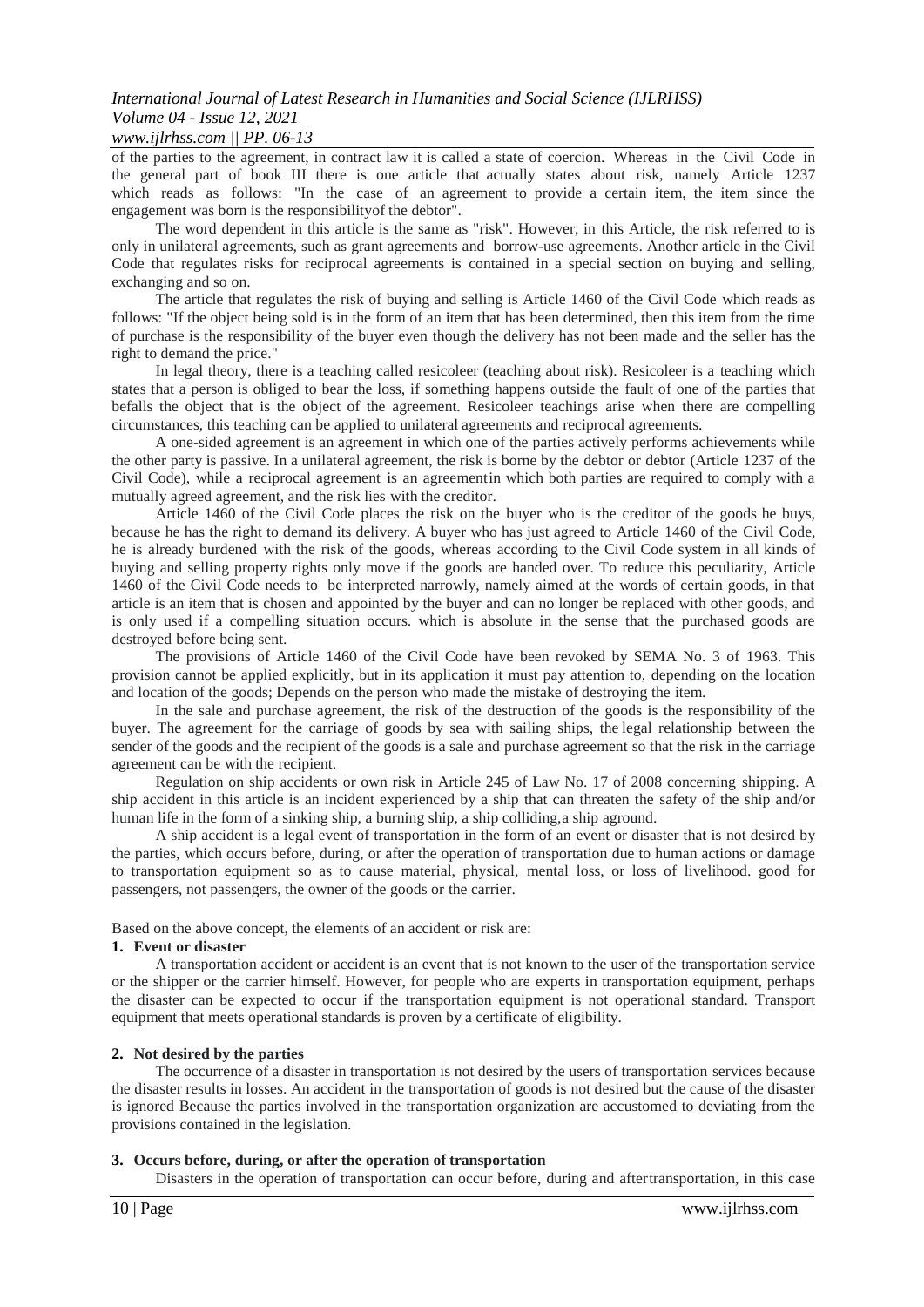of the parties to the agreement, in contract law it is called a state of coercion. Whereas in the Civil Code in the general part of book III there is one article that actually states about risk, namely Article 1237 which reads as follows: "In the case of an agreement to provide a certain item, the item since the engagement was born is the responsibilityof the debtor".

The word dependent in this article is the same as "risk". However, in this Article, the risk referred to is only in unilateral agreements, such as grant agreements and borrow-use agreements. Another article in the Civil Code that regulates risks for reciprocal agreements is contained in a special section on buying and selling, exchanging and so on.

The article that regulates the risk of buying and selling is Article 1460 of the Civil Code which reads as follows: "If the object being sold is in the form of an item that has been determined, then this item from the time of purchase is the responsibility of the buyer even though the delivery has not been made and the seller has the right to demand the price."

In legal theory, there is a teaching called resicoleer (teaching about risk). Resicoleer is a teaching which states that a person is obliged to bear the loss, if something happens outside the fault of one of the parties that befalls the object that is the object of the agreement. Resicoleer teachings arise when there are compelling circumstances, this teaching can be applied to unilateral agreements and reciprocal agreements.

A one-sided agreement is an agreement in which one of the parties actively performs achievements while the other party is passive. In a unilateral agreement, the risk is borne by the debtor or debtor (Article 1237 of the Civil Code), while a reciprocal agreement is an agreementin which both parties are required to comply with a mutually agreed agreement, and the risk lies with the creditor.

Article 1460 of the Civil Code places the risk on the buyer who is the creditor of the goods he buys, because he has the right to demand its delivery. A buyer who has just agreed to Article 1460 of the Civil Code, he is already burdened with the risk of the goods, whereas according to the Civil Code system in all kinds of buying and selling property rights only move if the goods are handed over. To reduce this peculiarity, Article 1460 of the Civil Code needs to be interpreted narrowly, namely aimed at the words of certain goods, in that article is an item that is chosen and appointed by the buyer and can no longer be replaced with other goods, and is only used if a compelling situation occurs. which is absolute in the sense that the purchased goods are destroyed before being sent.

The provisions of Article 1460 of the Civil Code have been revoked by SEMA No. 3 of 1963. This provision cannot be applied explicitly, but in its application it must pay attention to, depending on the location and location of the goods; Depends on the person who made the mistake of destroying the item.

In the sale and purchase agreement, the risk of the destruction of the goods is the responsibility of the buyer. The agreement for the carriage of goods by sea with sailing ships, the legal relationship between the sender of the goods and the recipient of the goods is a sale and purchase agreement so that the risk in the carriage agreement can be with the recipient.

Regulation on ship accidents or own risk in Article 245 of Law No. 17 of 2008 concerning shipping. A ship accident in this article is an incident experienced by a ship that can threaten the safety of the ship and/or human life in the form of a sinking ship, a burning ship, a ship colliding,a ship aground.

A ship accident is a legal event of transportation in the form of an event or disaster that is not desired by the parties, which occurs before, during, or after the operation of transportation due to human actions or damage to transportation equipment so as to cause material, physical, mental loss, or loss of livelihood. good for passengers, not passengers, the owner of the goods or the carrier.

Based on the above concept, the elements of an accident or risk are:

**1. Event or disaster**

A transportation accident or accident is an event that is not known to the user of the transportation service or the shipper or the carrier himself. However, for people who are experts in transportation equipment, perhaps the disaster can be expected to occur if the transportation equipment is not operational standard. Transport equipment that meets operational standards is proven by a certificate of eligibility.

**2. Not desired by the parties**

The occurrence of a disaster in transportation is not desired by the users of transportation services because the disaster results in losses. An accident in the transportation of goods is not desired but the cause of the disaster is ignored Because the parties involved in the transportation organization are accustomed to deviating from the provisions contained in the legislation.

**3. Occurs before, during, or after the operation of transportation**

Disasters in the operation of transportation can occur before, during and aftertransportation, in this case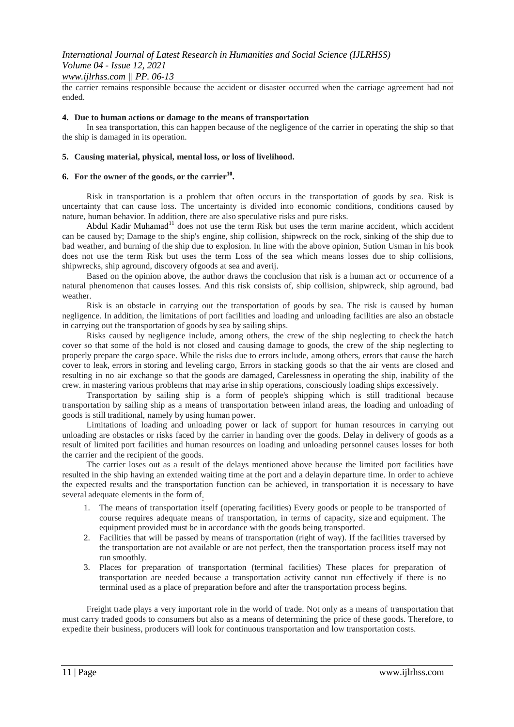the carrier remains responsible because the accident or disaster occurred when the carriage agreement had not ended.

**4. Due to human actions or damage to the means of transportation**

In sea transportation, this can happen because of the negligence of the carrier in operating the ship so that the ship is damaged in its operation.

**5. Causing material, physical, mental loss, or loss of livelihood.**

**6. For the owner of the goods, or the carrier[10].**

Risk in transportation is a problem that often occurs in the transportation of goods by sea. Risk is uncertainty that can cause loss. The uncertainty is divided into economic conditions, conditions caused by nature, human behavior. In addition, there are also speculative risks and pure risks.

Abdul Kadir Muhamad[11] does not use the term Risk but uses the term marine accident, which accident can be caused by; Damage to the ship's engine, ship collision, shipwreck on the rock, sinking of the ship due to bad weather, and burning of the ship due to explosion. In line with the above opinion, Sution Usman in his book does not use the term Risk but uses the term Loss of the sea which means losses due to ship collisions, shipwrecks, ship aground, discovery ofgoods at sea and averij.

Based on the opinion above, the author draws the conclusion that risk is a human act or occurrence of a natural phenomenon that causes losses. And this risk consists of, ship collision, shipwreck, ship aground, bad weather.

Risk is an obstacle in carrying out the transportation of goods by sea. The risk is caused by human negligence. In addition, the limitations of port facilities and loading and unloading facilities are also an obstacle in carrying out the transportation of goods by sea by sailing ships.

Risks caused by negligence include, among others, the crew of the ship neglecting to check the hatch cover so that some of the hold is not closed and causing damage to goods, the crew of the ship neglecting to properly prepare the cargo space. While the risks due to errors include, among others, errors that cause the hatch cover to leak, errors in storing and leveling cargo, Errors in stacking goods so that the air vents are closed and resulting in no air exchange so that the goods are damaged, Carelessness in operating the ship, inability of the crew. in mastering various problems that may arise in ship operations, consciously loading ships excessively.

Transportation by sailing ship is a form of people's shipping which is still traditional because transportation by sailing ship as a means of transportation between inland areas, the loading and unloading of goods is still traditional, namely by using human power.

Limitations of loading and unloading power or lack of support for human resources in carrying out unloading are obstacles or risks faced by the carrier in handing over the goods. Delay in delivery of goods as a result of limited port facilities and human resources on loading and unloading personnel causes losses for both the carrier and the recipient of the goods.

The carrier loses out as a result of the delays mentioned above because the limited port facilities have resulted in the ship having an extended waiting time at the port and a delayin departure time. In order to achieve the expected results and the transportation function can be achieved, in transportation it is necessary to have several adequate elements in the form of:

1. The means of transportation itself (operating facilities) Every goods or people to be transported of course requires adequate means of transportation, in terms of capacity, size and equipment. The equipment provided must be in accordance with the goods being transported.
2. Facilities that will be passed by means of transportation (right of way). If the facilities traversed by the transportation are not available or are not perfect, then the transportation process itself may not run smoothly.
3. Places for preparation of transportation (terminal facilities) These places for preparation of transportation are needed because a transportation activity cannot run effectively if there is no terminal used as a place of preparation before and after the transportation process begins.

Freight trade plays a very important role in the world of trade. Not only as a means of transportation that must carry traded goods to consumers but also as a means of determining the price of these goods. Therefore, to expedite their business, producers will look for continuous transportation and low transportation costs.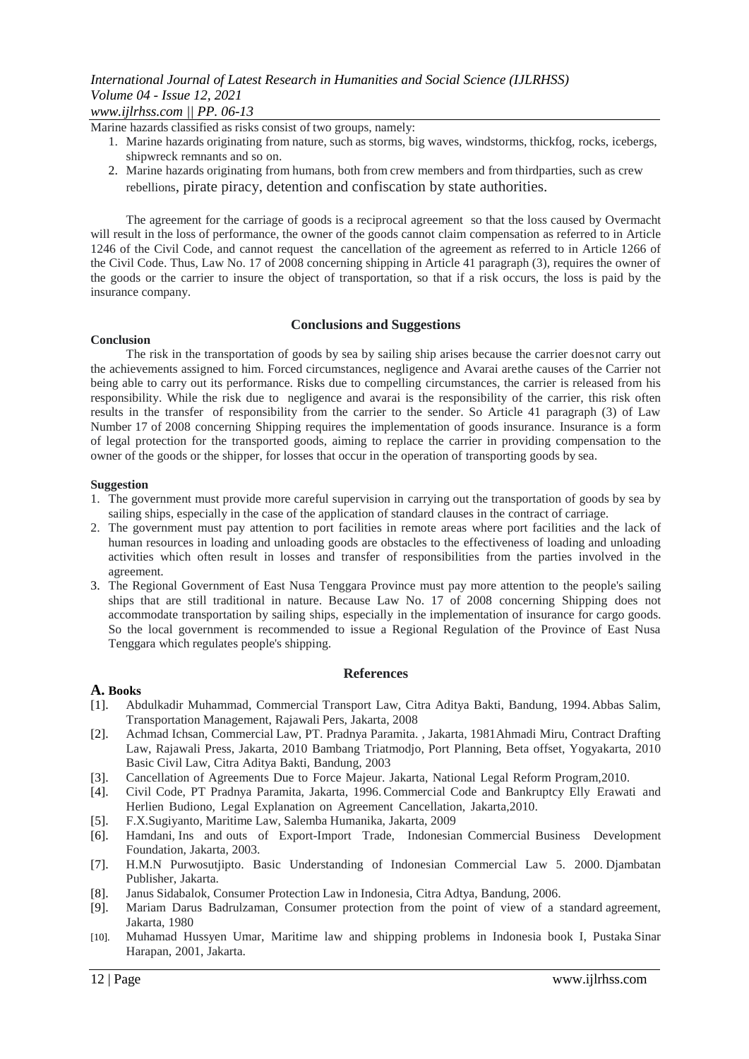Marine hazards classified as risks consist of two groups, namely:

1. Marine hazards originating from nature, such as storms, big waves, windstorms, thickfog, rocks, icebergs, shipwreck remnants and so on.
2. Marine hazards originating from humans, both from crew members and from thirdparties, such as crew rebellions, pirate piracy, detention and confiscation by state authorities.

The agreement for the carriage of goods is a reciprocal agreement so that the loss caused by Overmacht will result in the loss of performance, the owner of the goods cannot claim compensation as referred to in Article 1246 of the Civil Code, and cannot request the cancellation of the agreement as referred to in Article 1266 of the Civil Code. Thus, Law No. 17 of 2008 concerning shipping in Article 41 paragraph (3), requires the owner of the goods or the carrier to insure the object of transportation, so that if a risk occurs, the loss is paid by the insurance company.

## Conclusions and Suggestions

### Conclusion

The risk in the transportation of goods by sea by sailing ship arises because the carrier doesnot carry out the achievements assigned to him. Forced circumstances, negligence and Avarai arethe causes of the Carrier not being able to carry out its performance. Risks due to compelling circumstances, the carrier is released from his responsibility. While the risk due to negligence and avarai is the responsibility of the carrier, this risk often results in the transfer of responsibility from the carrier to the sender. So Article 41 paragraph (3) of Law Number 17 of 2008 concerning Shipping requires the implementation of goods insurance. Insurance is a form of legal protection for the transported goods, aiming to replace the carrier in providing compensation to the owner of the goods or the shipper, for losses that occur in the operation of transporting goods by sea.

### Suggestion

1. The government must provide more careful supervision in carrying out the transportation of goods by sea by sailing ships, especially in the case of the application of standard clauses in the contract of carriage.
2. The government must pay attention to port facilities in remote areas where port facilities and the lack of human resources in loading and unloading goods are obstacles to the effectiveness of loading and unloading activities which often result in losses and transfer of responsibilities from the parties involved in the agreement.
3. The Regional Government of East Nusa Tenggara Province must pay more attention to the people's sailing ships that are still traditional in nature. Because Law No. 17 of 2008 concerning Shipping does not accommodate transportation by sailing ships, especially in the implementation of insurance for cargo goods. So the local government is recommended to issue a Regional Regulation of the Province of East Nusa Tenggara which regulates people's shipping.

## References

### A. Books

[1]. Abdulkadir Muhammad, Commercial Transport Law, Citra Aditya Bakti, Bandung, 1994. Abbas Salim, Transportation Management, Rajawali Pers, Jakarta, 2008

[2]. Achmad Ichsan, Commercial Law, PT. Pradnya Paramita. , Jakarta, 1981Ahmadi Miru, Contract Drafting Law, Rajawali Press, Jakarta, 2010 Bambang Triatmodjo, Port Planning, Beta offset, Yogyakarta, 2010 Basic Civil Law, Citra Aditya Bakti, Bandung, 2003

[3]. Cancellation of Agreements Due to Force Majeur. Jakarta, National Legal Reform Program,2010.

[4]. Civil Code, PT Pradnya Paramita, Jakarta, 1996. Commercial Code and Bankruptcy Elly Erawati and Herlien Budiono, Legal Explanation on Agreement Cancellation, Jakarta,2010.

[5]. F.X.Sugiyanto, Maritime Law, Salemba Humanika, Jakarta, 2009

[6]. Hamdani, Ins and outs of Export-Import Trade, Indonesian Commercial Business Development Foundation, Jakarta, 2003.

[7]. H.M.N Purwosutjipto. Basic Understanding of Indonesian Commercial Law 5. 2000. Djambatan Publisher, Jakarta.

[8]. Janus Sidabalok, Consumer Protection Law in Indonesia, Citra Adtya, Bandung, 2006.

[9]. Mariam Darus Badrulzaman, Consumer protection from the point of view of a standard agreement, Jakarta, 1980

[10]. Muhamad Hussyen Umar, Maritime law and shipping problems in Indonesia book I, Pustaka Sinar Harapan, 2001, Jakarta.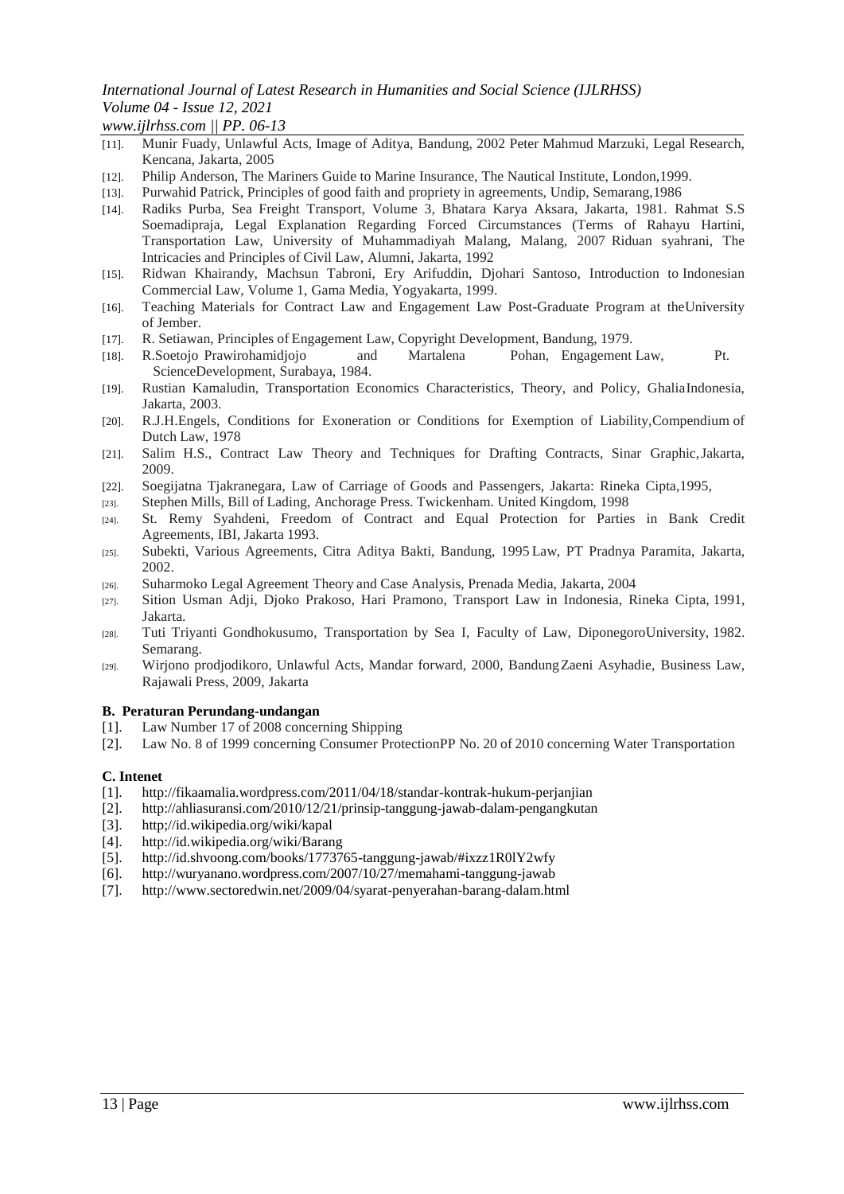[11]. Munir Fuady, Unlawful Acts, Image of Aditya, Bandung, 2002 Peter Mahmud Marzuki, Legal Research, Kencana, Jakarta, 2005

[12]. Philip Anderson, The Mariners Guide to Marine Insurance, The Nautical Institute, London,1999.

[13]. Purwahid Patrick, Principles of good faith and propriety in agreements, Undip, Semarang,1986

[14]. Radiks Purba, Sea Freight Transport, Volume 3, Bhatara Karya Aksara, Jakarta, 1981. Rahmat S.S Soemadipraja, Legal Explanation Regarding Forced Circumstances (Terms of Rahayu Hartini, Transportation Law, University of Muhammadiyah Malang, Malang, 2007 Riduan syahrani, The Intricacies and Principles of Civil Law, Alumni, Jakarta, 1992

[15]. Ridwan Khairandy, Machsun Tabroni, Ery Arifuddin, Djohari Santoso, Introduction to Indonesian Commercial Law, Volume 1, Gama Media, Yogyakarta, 1999.

[16]. Teaching Materials for Contract Law and Engagement Law Post-Graduate Program at theUniversity of Jember.

[17]. R. Setiawan, Principles of Engagement Law, Copyright Development, Bandung, 1979.

[18]. R.Soetojo Prawirohamidjojo and Martalena Pohan, Engagement Law, Pt. ScienceDevelopment, Surabaya, 1984.

[19]. Rustian Kamaludin, Transportation Economics Characteristics, Theory, and Policy, GhaliaIndonesia, Jakarta, 2003.

[20]. R.J.H.Engels, Conditions for Exoneration or Conditions for Exemption of Liability,Compendium of Dutch Law, 1978

[21]. Salim H.S., Contract Law Theory and Techniques for Drafting Contracts, Sinar Graphic,Jakarta, 2009.

[22]. Soegijatna Tjakranegara, Law of Carriage of Goods and Passengers, Jakarta: Rineka Cipta,1995,

[23]. Stephen Mills, Bill of Lading, Anchorage Press. Twickenham. United Kingdom, 1998

[24]. St. Remy Syahdeni, Freedom of Contract and Equal Protection for Parties in Bank Credit Agreements, IBI, Jakarta 1993.

[25]. Subekti, Various Agreements, Citra Aditya Bakti, Bandung, 1995 Law, PT Pradnya Paramita, Jakarta, 2002.

[26]. Suharmoko Legal Agreement Theory and Case Analysis, Prenada Media, Jakarta, 2004

[27]. Sition Usman Adji, Djoko Prakoso, Hari Pramono, Transport Law in Indonesia, Rineka Cipta, 1991, Jakarta.

[28]. Tuti Triyanti Gondhokusumo, Transportation by Sea I, Faculty of Law, DiponegoroUniversity, 1982. Semarang.

[29]. Wirjono prodjodikoro, Unlawful Acts, Mandar forward, 2000, BandungZaeni Asyhadie, Business Law, Rajawali Press, 2009, Jakarta

### B. Peraturan Perundang-undangan

[1]. Law Number 17 of 2008 concerning Shipping

[2]. Law No. 8 of 1999 concerning Consumer ProtectionPP No. 20 of 2010 concerning Water Transportation

### C. Intenet

[1]. http://fikaamalia.wordpress.com/2011/04/18/standar-kontrak-hukum-perjanjian

[2]. http://ahliasuransi.com/2010/12/21/prinsip-tanggung-jawab-dalam-pengangkutan

[3]. http;//id.wikipedia.org/wiki/kapal

[4]. http://id.wikipedia.org/wiki/Barang

[5]. http://id.shvoong.com/books/1773765-tanggung-jawab/#ixzz1R0lY2wfy

[6]. http://wuryanano.wordpress.com/2007/10/27/memahami-tanggung-jawab

[7]. http://www.sectoredwin.net/2009/04/syarat-penyerahan-barang-dalam.html